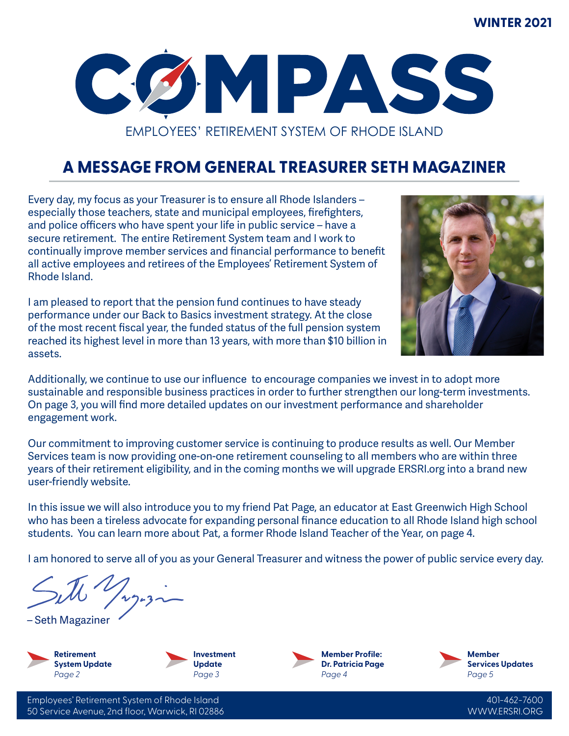WINTER 2021

# COMPASS

EMPLOYEES' RETIREMENT SYSTEM OF RHODE ISLAND

## A MESSAGE FROM GENERAL TREASURER SETH MAGAZINER

Every day, my focus as your Treasurer is to ensure all Rhode Islanders – especially those teachers, state and municipal employees, firefighters, and police officers who have spent your life in public service – have a secure retirement. The entire Retirement System team and I work to continually improve member services and financial performance to benefit all active employees and retirees of the Employees' Retirement System of Rhode Island.

I am pleased to report that the pension fund continues to have steady performance under our Back to Basics investment strategy. At the close of the most recent fiscal year, the funded status of the full pension system reached its highest level in more than 13 years, with more than $10 billion in assets.

Additionally, we continue to use our influence to encourage companies we invest in to adopt more sustainable and responsible business practices in order to further strengthen our long-term investments. On page 3, you will find more detailed updates on our investment performance and shareholder engagement work.

Our commitment to improving customer service is continuing to produce results as well. Our Member Services team is now providing one-on-one retirement counseling to all members who are within three years of their retirement eligibility, and in the coming months we will upgrade ERSRI.org into a brand new user-friendly website.

In this issue we will also introduce you to my friend Pat Page, an educator at East Greenwich High School who has been a tireless advocate for expanding personal finance education to all Rhode Island high school students. You can learn more about Pat, a former Rhode Island Teacher of the Year, on page 4.

I am honored to serve all of you as your General Treasurer and witness the power of public service every day.

– Seth Magaziner

**Retirement System Update**
*Page 2*

**Investment Update**
*Page 3*

**Member Profile: Dr. Patricia Page**
*Page 4*

**Member Services Updates**
*Page 5*

Employees' Retirement System of Rhode Island
50 Service Avenue, 2nd floor, Warwick, RI 02886

401-462-7600
WWW.ERSRI.ORG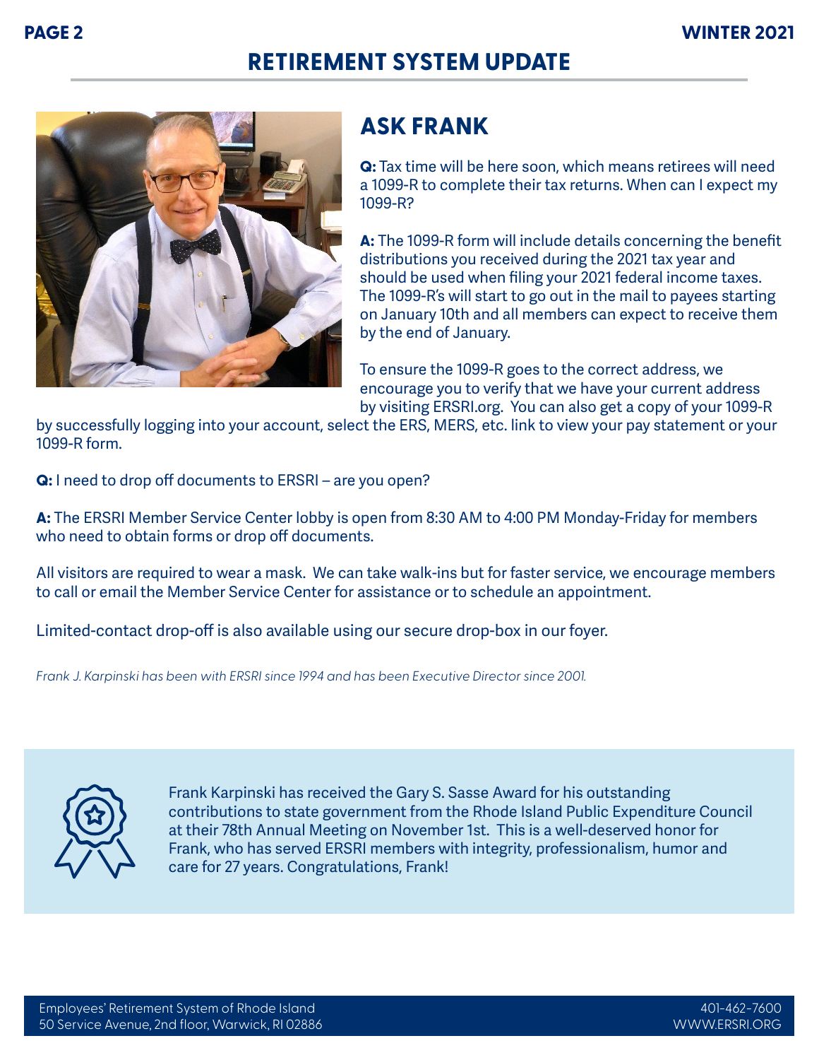# RETIREMENT SYSTEM UPDATE

## ASK FRANK

**Q:** Tax time will be here soon, which means retirees will need a 1099-R to complete their tax returns. When can I expect my 1099-R?

**A:** The 1099-R form will include details concerning the benefit distributions you received during the 2021 tax year and should be used when filing your 2021 federal income taxes. The 1099-R's will start to go out in the mail to payees starting on January 10th and all members can expect to receive them by the end of January.

To ensure the 1099-R goes to the correct address, we encourage you to verify that we have your current address by visiting ERSRI.org. You can also get a copy of your 1099-R by successfully logging into your account, select the ERS, MERS, etc. link to view your pay statement or your 1099-R form.

**Q:** I need to drop off documents to ERSRI – are you open?

**A:** The ERSRI Member Service Center lobby is open from 8:30 AM to 4:00 PM Monday-Friday for members who need to obtain forms or drop off documents.

All visitors are required to wear a mask. We can take walk-ins but for faster service, we encourage members to call or email the Member Service Center for assistance or to schedule an appointment.

Limited-contact drop-off is also available using our secure drop-box in our foyer.

*Frank J. Karpinski has been with ERSRI since 1994 and has been Executive Director since 2001.*

Frank Karpinski has received the Gary S. Sasse Award for his outstanding contributions to state government from the Rhode Island Public Expenditure Council at their 78th Annual Meeting on November 1st. This is a well-deserved honor for Frank, who has served ERSRI members with integrity, professionalism, humor and care for 27 years. Congratulations, Frank!

Employees' Retirement System of Rhode Island
50 Service Avenue, 2nd floor, Warwick, RI 02886

401-462-7600
WWW.ERSRI.ORG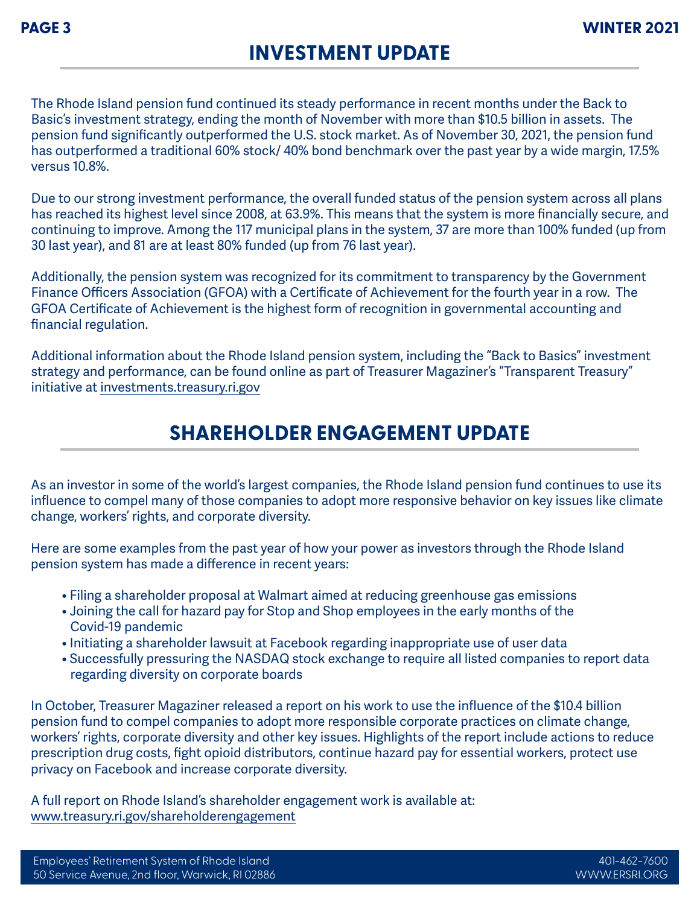## INVESTMENT UPDATE

The Rhode Island pension fund continued its steady performance in recent months under the Back to Basic's investment strategy, ending the month of November with more than $10.5 billion in assets. The pension fund significantly outperformed the U.S. stock market. As of November 30, 2021, the pension fund has outperformed a traditional 60% stock/ 40% bond benchmark over the past year by a wide margin, 17.5% versus 10.8%.

Due to our strong investment performance, the overall funded status of the pension system across all plans has reached its highest level since 2008, at 63.9%. This means that the system is more financially secure, and continuing to improve. Among the 117 municipal plans in the system, 37 are more than 100% funded (up from 30 last year), and 81 are at least 80% funded (up from 76 last year).

Additionally, the pension system was recognized for its commitment to transparency by the Government Finance Officers Association (GFOA) with a Certificate of Achievement for the fourth year in a row. The GFOA Certificate of Achievement is the highest form of recognition in governmental accounting and financial regulation.

Additional information about the Rhode Island pension system, including the "Back to Basics" investment strategy and performance, can be found online as part of Treasurer Magaziner's "Transparent Treasury" initiative at investments.treasury.ri.gov

## SHAREHOLDER ENGAGEMENT UPDATE

As an investor in some of the world's largest companies, the Rhode Island pension fund continues to use its influence to compel many of those companies to adopt more responsive behavior on key issues like climate change, workers' rights, and corporate diversity.

Here are some examples from the past year of how your power as investors through the Rhode Island pension system has made a difference in recent years:

- Filing a shareholder proposal at Walmart aimed at reducing greenhouse gas emissions
- Joining the call for hazard pay for Stop and Shop employees in the early months of the Covid-19 pandemic
- Initiating a shareholder lawsuit at Facebook regarding inappropriate use of user data
- Successfully pressuring the NASDAQ stock exchange to require all listed companies to report data regarding diversity on corporate boards

In October, Treasurer Magaziner released a report on his work to use the influence of the $10.4 billion pension fund to compel companies to adopt more responsible corporate practices on climate change, workers' rights, corporate diversity and other key issues. Highlights of the report include actions to reduce prescription drug costs, fight opioid distributors, continue hazard pay for essential workers, protect use privacy on Facebook and increase corporate diversity.

A full report on Rhode Island's shareholder engagement work is available at:
www.treasury.ri.gov/shareholderengagement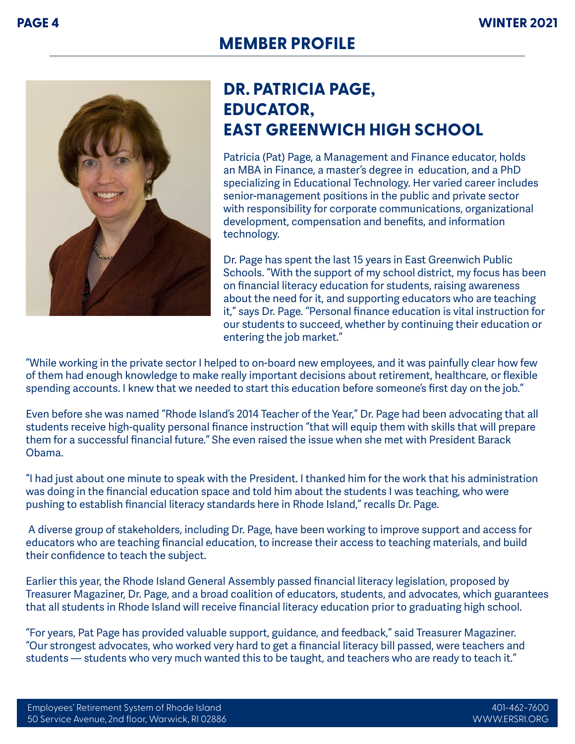# MEMBER PROFILE

## DR. PATRICIA PAGE, EDUCATOR, EAST GREENWICH HIGH SCHOOL

Patricia (Pat) Page, a Management and Finance educator, holds an MBA in Finance, a master's degree in education, and a PhD specializing in Educational Technology. Her varied career includes senior-management positions in the public and private sector with responsibility for corporate communications, organizational development, compensation and benefits, and information technology.

Dr. Page has spent the last 15 years in East Greenwich Public Schools. "With the support of my school district, my focus has been on financial literacy education for students, raising awareness about the need for it, and supporting educators who are teaching it," says Dr. Page. "Personal finance education is vital instruction for our students to succeed, whether by continuing their education or entering the job market."

"While working in the private sector I helped to on-board new employees, and it was painfully clear how few of them had enough knowledge to make really important decisions about retirement, healthcare, or flexible spending accounts. I knew that we needed to start this education before someone's first day on the job."

Even before she was named "Rhode Island's 2014 Teacher of the Year," Dr. Page had been advocating that all students receive high-quality personal finance instruction "that will equip them with skills that will prepare them for a successful financial future." She even raised the issue when she met with President Barack Obama.

"I had just about one minute to speak with the President. I thanked him for the work that his administration was doing in the financial education space and told him about the students I was teaching, who were pushing to establish financial literacy standards here in Rhode Island," recalls Dr. Page.

A diverse group of stakeholders, including Dr. Page, have been working to improve support and access for educators who are teaching financial education, to increase their access to teaching materials, and build their confidence to teach the subject.

Earlier this year, the Rhode Island General Assembly passed financial literacy legislation, proposed by Treasurer Magaziner, Dr. Page, and a broad coalition of educators, students, and advocates, which guarantees that all students in Rhode Island will receive financial literacy education prior to graduating high school.

"For years, Pat Page has provided valuable support, guidance, and feedback," said Treasurer Magaziner. "Our strongest advocates, who worked very hard to get a financial literacy bill passed, were teachers and students — students who very much wanted this to be taught, and teachers who are ready to teach it."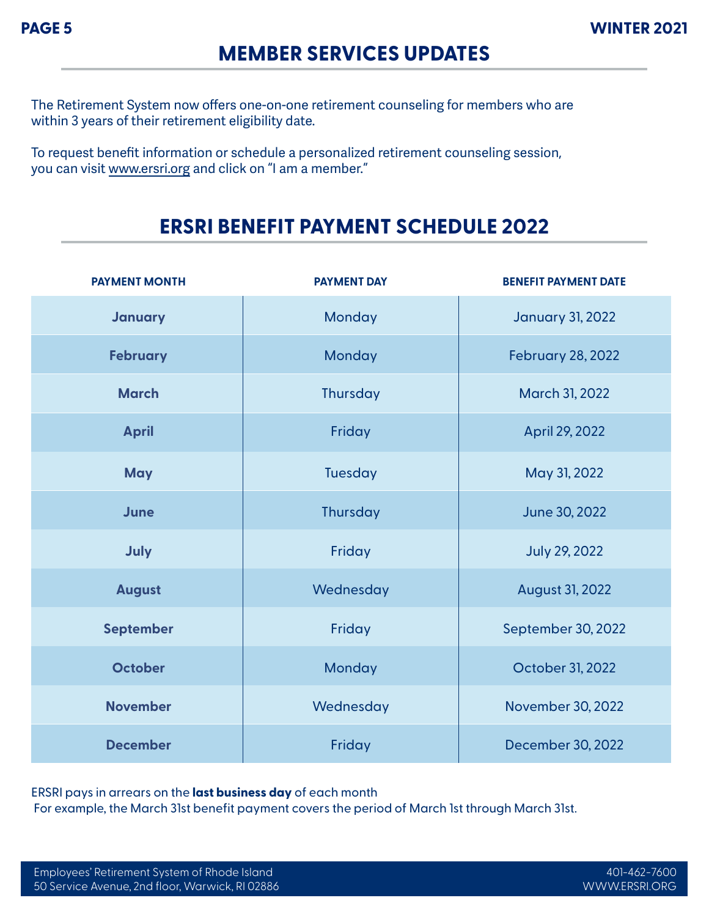## MEMBER SERVICES UPDATES

The Retirement System now offers one-on-one retirement counseling for members who are within 3 years of their retirement eligibility date.

To request benefit information or schedule a personalized retirement counseling session, you can visit www.ersri.org and click on "I am a member."

## ERSRI BENEFIT PAYMENT SCHEDULE 2022

| PAYMENT MONTH | PAYMENT DAY | BENEFIT PAYMENT DATE |
|---|---|---|
| January | Monday | January 31, 2022 |
| February | Monday | February 28, 2022 |
| March | Thursday | March 31, 2022 |
| April | Friday | April 29, 2022 |
| May | Tuesday | May 31, 2022 |
| June | Thursday | June 30, 2022 |
| July | Friday | July 29, 2022 |
| August | Wednesday | August 31, 2022 |
| September | Friday | September 30, 2022 |
| October | Monday | October 31, 2022 |
| November | Wednesday | November 30, 2022 |
| December | Friday | December 30, 2022 |

ERSRI pays in arrears on the **last business day** of each month
For example, the March 31st benefit payment covers the period of March 1st through March 31st.

Employees' Retirement System of Rhode Island
50 Service Avenue, 2nd floor, Warwick, RI 02886
401-462-7600
WWW.ERSRI.ORG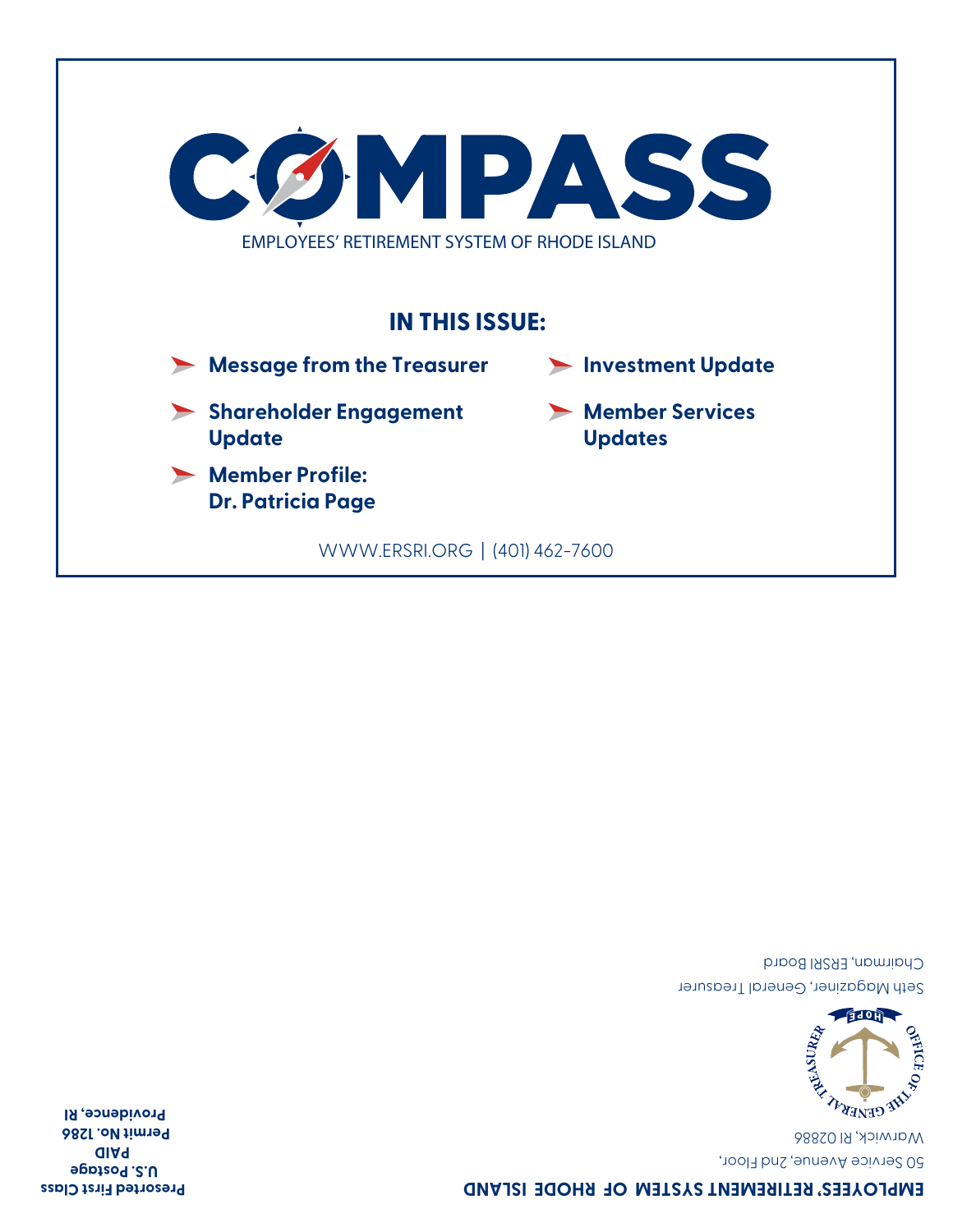# COMPASS

EMPLOYEES' RETIREMENT SYSTEM OF RHODE ISLAND

## IN THIS ISSUE:

- **Message from the Treasurer**
- **Shareholder Engagement Update**
- **Member Profile: Dr. Patricia Page**
- **Investment Update**
- **Member Services Updates**

WWW.ERSRI.ORG | (401) 462-7600

Chairman, ERSRI Board

Seth Magaziner, General Treasurer

OFFICE OF THE GENERAL TREASURER

HOPE

Warwick, RI 02886

50 Service Avenue, 2nd Floor,

**EMPLOYEES' RETIREMENT SYSTEM OF RHODE ISLAND**

**Presorted First Class**
**U.S. Postage**
**PAID**
**Permit No. 1286**
**Providence, RI**